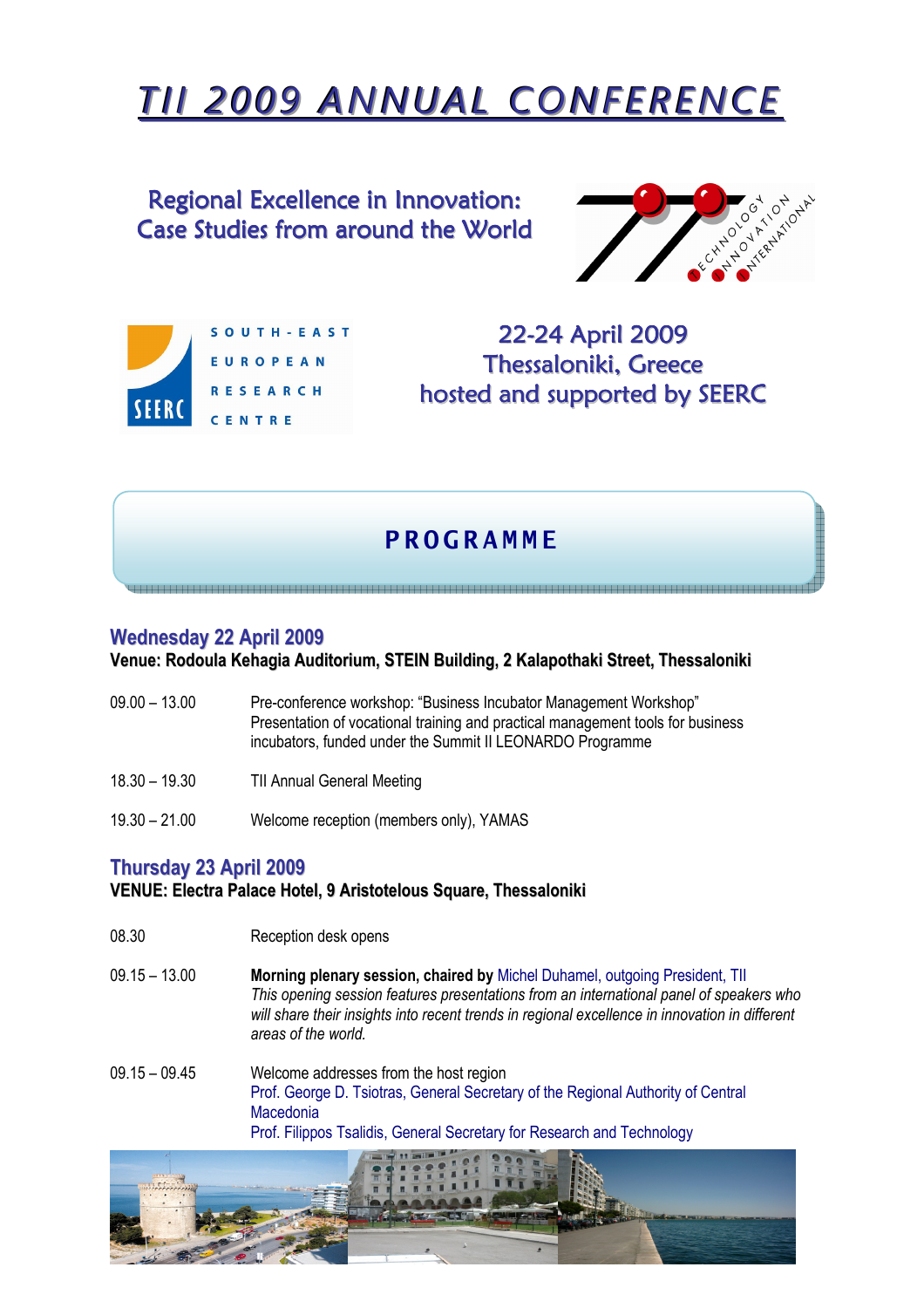# TII 2009 ANNUAL CONFERENCE

## Regional Excellence in Innovation: Case Studies from around the World

SOUTH-EAST EUROPEAN RESEARCH CENTRE

22-24 April 2009
Thessaloniki, Greece
hosted and supported by SEERC

## PROGRAMME

### Wednesday 22 April 2009

**Venue: Rodoula Kehagia Auditorium, STEIN Building, 2 Kalapothaki Street, Thessaloniki**

09.00 – 13.00 Pre-conference workshop: "Business Incubator Management Workshop"
Presentation of vocational training and practical management tools for business incubators, funded under the Summit II LEONARDO Programme

18.30 – 19.30 TII Annual General Meeting

19.30 – 21.00 Welcome reception (members only), YAMAS

### Thursday 23 April 2009

**VENUE: Electra Palace Hotel, 9 Aristotelous Square, Thessaloniki**

08.30 Reception desk opens

09.15 – 13.00 **Morning plenary session, chaired by** Michel Duhamel, outgoing President, TII
*This opening session features presentations from an international panel of speakers who will share their insights into recent trends in regional excellence in innovation in different areas of the world.*

09.15 – 09.45 Welcome addresses from the host region
Prof. George D. Tsiotras, General Secretary of the Regional Authority of Central Macedonia
Prof. Filippos Tsalidis, General Secretary for Research and Technology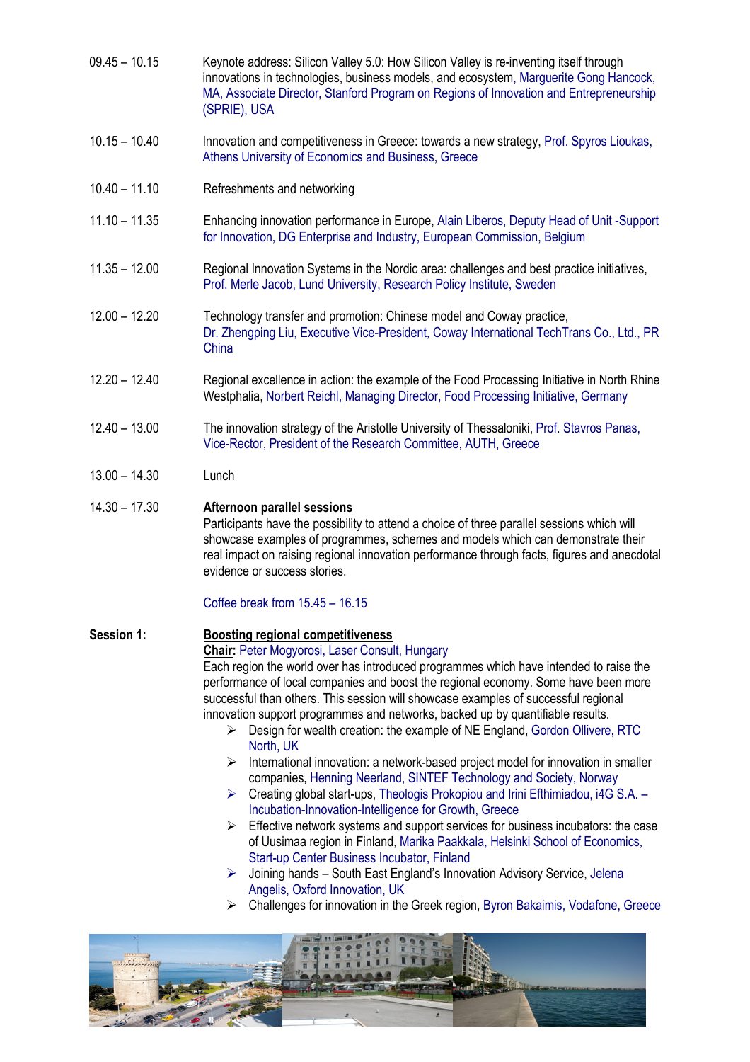09.45 – 10.15 Keynote address: Silicon Valley 5.0: How Silicon Valley is re-inventing itself through innovations in technologies, business models, and ecosystem, Marguerite Gong Hancock, MA, Associate Director, Stanford Program on Regions of Innovation and Entrepreneurship (SPRIE), USA

10.15 – 10.40 Innovation and competitiveness in Greece: towards a new strategy, Prof. Spyros Lioukas, Athens University of Economics and Business, Greece

10.40 – 11.10 Refreshments and networking

11.10 – 11.35 Enhancing innovation performance in Europe, Alain Liberos, Deputy Head of Unit -Support for Innovation, DG Enterprise and Industry, European Commission, Belgium

11.35 – 12.00 Regional Innovation Systems in the Nordic area: challenges and best practice initiatives, Prof. Merle Jacob, Lund University, Research Policy Institute, Sweden

12.00 – 12.20 Technology transfer and promotion: Chinese model and Coway practice, Dr. Zhengping Liu, Executive Vice-President, Coway International TechTrans Co., Ltd., PR China

12.20 – 12.40 Regional excellence in action: the example of the Food Processing Initiative in North Rhine Westphalia, Norbert Reichl, Managing Director, Food Processing Initiative, Germany

12.40 – 13.00 The innovation strategy of the Aristotle University of Thessaloniki, Prof. Stavros Panas, Vice-Rector, President of the Research Committee, AUTH, Greece

13.00 – 14.30 Lunch

14.30 – 17.30 **Afternoon parallel sessions**
Participants have the possibility to attend a choice of three parallel sessions which will showcase examples of programmes, schemes and models which can demonstrate their real impact on raising regional innovation performance through facts, figures and anecdotal evidence or success stories.

Coffee break from 15.45 – 16.15

**Session 1:** **Boosting regional competitiveness**

**Chair:** Peter Mogyorosi, Laser Consult, Hungary

Each region the world over has introduced programmes which have intended to raise the performance of local companies and boost the regional economy. Some have been more successful than others. This session will showcase examples of successful regional innovation support programmes and networks, backed up by quantifiable results.

- Design for wealth creation: the example of NE England, Gordon Ollivere, RTC North, UK
- International innovation: a network-based project model for innovation in smaller companies, Henning Neerland, SINTEF Technology and Society, Norway
- Creating global start-ups, Theologis Prokopiou and Irini Efthimiadou, i4G S.A. – Incubation-Innovation-Intelligence for Growth, Greece
- Effective network systems and support services for business incubators: the case of Uusimaa region in Finland, Marika Paakkala, Helsinki School of Economics, Start-up Center Business Incubator, Finland
- Joining hands – South East England's Innovation Advisory Service, Jelena Angelis, Oxford Innovation, UK
- Challenges for innovation in the Greek region, Byron Bakaimis, Vodafone, Greece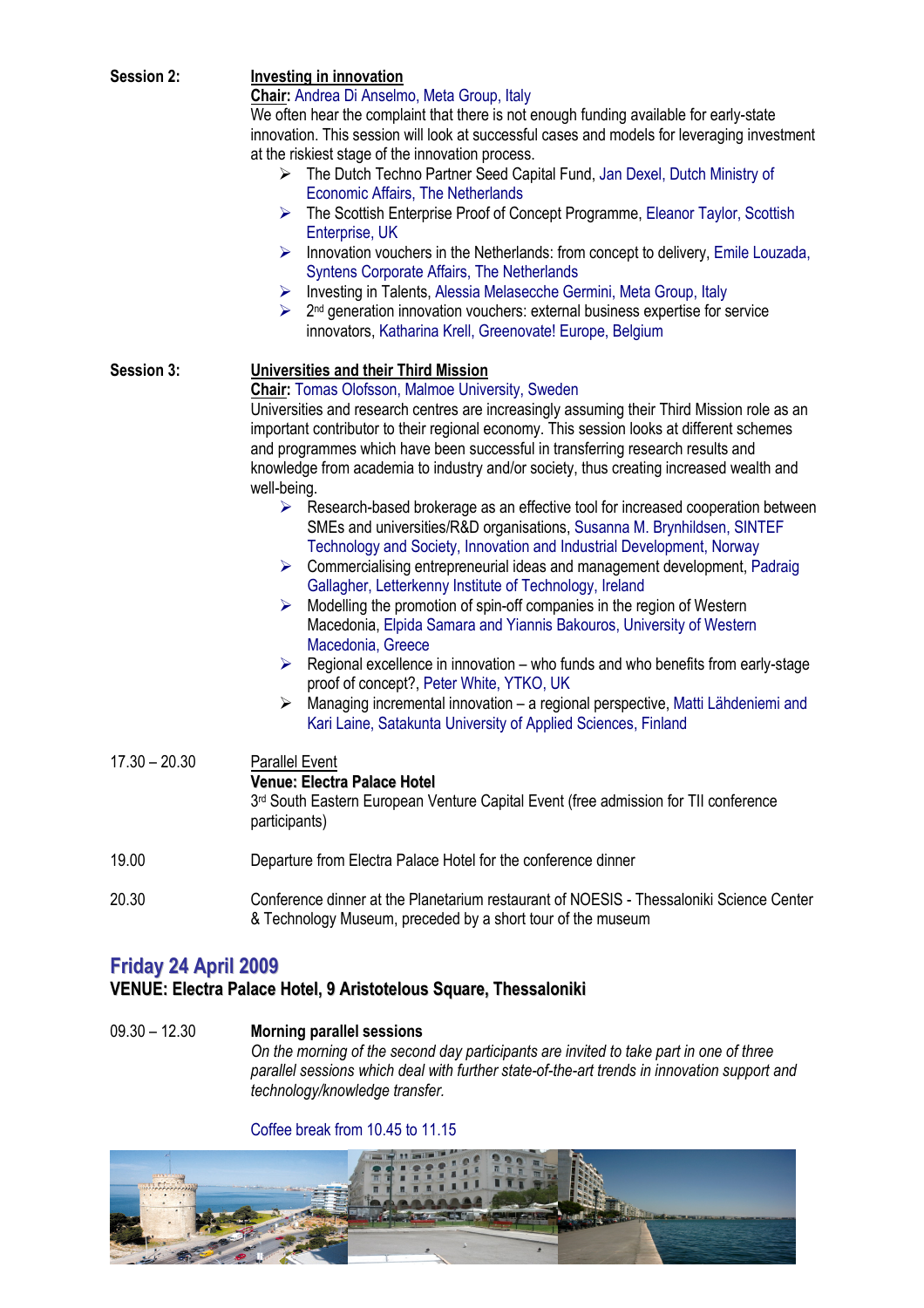**Session 2:** **Investing in innovation**

**Chair:** Andrea Di Anselmo, Meta Group, Italy

We often hear the complaint that there is not enough funding available for early-state innovation. This session will look at successful cases and models for leveraging investment at the riskiest stage of the innovation process.

- The Dutch Techno Partner Seed Capital Fund, Jan Dexel, Dutch Ministry of Economic Affairs, The Netherlands
- The Scottish Enterprise Proof of Concept Programme, Eleanor Taylor, Scottish Enterprise, UK
- Innovation vouchers in the Netherlands: from concept to delivery, Emile Louzada, Syntens Corporate Affairs, The Netherlands
- Investing in Talents, Alessia Melasecche Germini, Meta Group, Italy
- 2nd generation innovation vouchers: external business expertise for service innovators, Katharina Krell, Greenovate! Europe, Belgium

**Session 3:** **Universities and their Third Mission**

**Chair:** Tomas Olofsson, Malmoe University, Sweden

Universities and research centres are increasingly assuming their Third Mission role as an important contributor to their regional economy. This session looks at different schemes and programmes which have been successful in transferring research results and knowledge from academia to industry and/or society, thus creating increased wealth and well-being.

- Research-based brokerage as an effective tool for increased cooperation between SMEs and universities/R&D organisations, Susanna M. Brynhildsen, SINTEF Technology and Society, Innovation and Industrial Development, Norway
- Commercialising entrepreneurial ideas and management development, Padraig Gallagher, Letterkenny Institute of Technology, Ireland
- Modelling the promotion of spin-off companies in the region of Western Macedonia, Elpida Samara and Yiannis Bakouros, University of Western Macedonia, Greece
- Regional excellence in innovation – who funds and who benefits from early-stage proof of concept?, Peter White, YTKO, UK
- Managing incremental innovation – a regional perspective, Matti Lähdeniemi and Kari Laine, Satakunta University of Applied Sciences, Finland

17.30 – 20.30 Parallel Event

**Venue: Electra Palace Hotel**

3rd South Eastern European Venture Capital Event (free admission for TII conference participants)

19.00 Departure from Electra Palace Hotel for the conference dinner

20.30 Conference dinner at the Planetarium restaurant of NOESIS - Thessaloniki Science Center & Technology Museum, preceded by a short tour of the museum

## Friday 24 April 2009

**VENUE: Electra Palace Hotel, 9 Aristotelous Square, Thessaloniki**

09.30 – 12.30 **Morning parallel sessions**

*On the morning of the second day participants are invited to take part in one of three parallel sessions which deal with further state-of-the-art trends in innovation support and technology/knowledge transfer.*

Coffee break from 10.45 to 11.15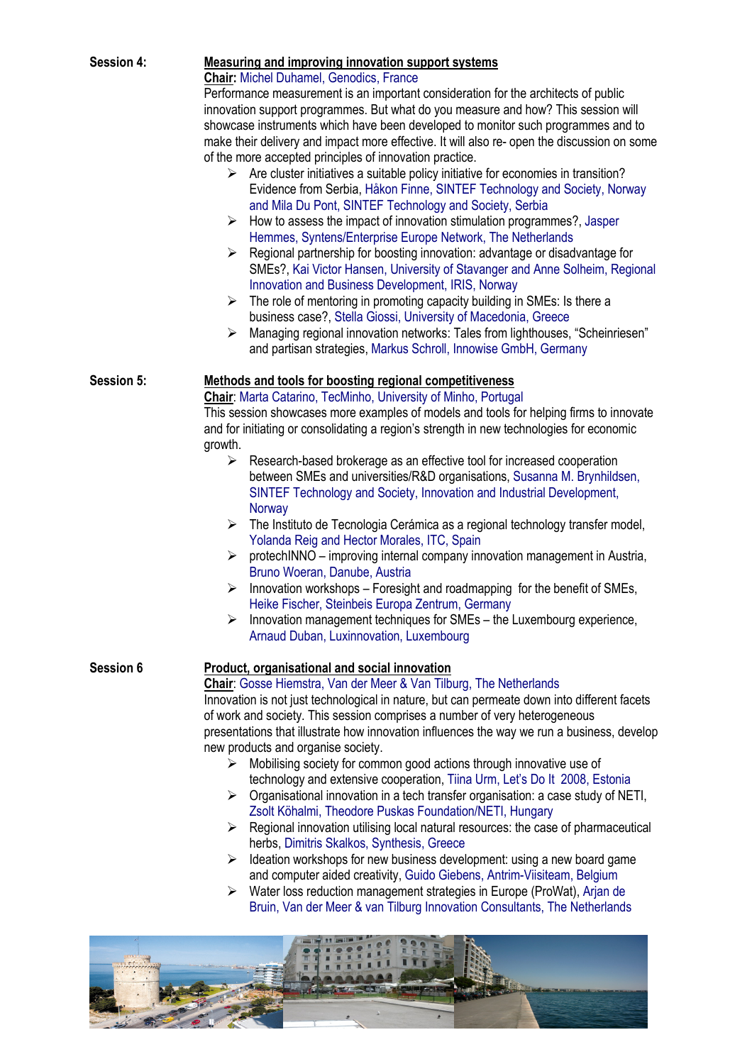**Session 4:** **Measuring and improving innovation support systems**

**Chair:** Michel Duhamel, Genodics, France

Performance measurement is an important consideration for the architects of public innovation support programmes. But what do you measure and how? This session will showcase instruments which have been developed to monitor such programmes and to make their delivery and impact more effective. It will also re- open the discussion on some of the more accepted principles of innovation practice.

- Are cluster initiatives a suitable policy initiative for economies in transition? Evidence from Serbia, Håkon Finne, SINTEF Technology and Society, Norway and Mila Du Pont, SINTEF Technology and Society, Serbia
- How to assess the impact of innovation stimulation programmes?, Jasper Hemmes, Syntens/Enterprise Europe Network, The Netherlands
- Regional partnership for boosting innovation: advantage or disadvantage for SMEs?, Kai Victor Hansen, University of Stavanger and Anne Solheim, Regional Innovation and Business Development, IRIS, Norway
- The role of mentoring in promoting capacity building in SMEs: Is there a business case?, Stella Giossi, University of Macedonia, Greece
- Managing regional innovation networks: Tales from lighthouses, "Scheinriesen" and partisan strategies, Markus Schroll, Innowise GmbH, Germany

**Session 5:** **Methods and tools for boosting regional competitiveness**

**Chair**: Marta Catarino, TecMinho, University of Minho, Portugal

This session showcases more examples of models and tools for helping firms to innovate and for initiating or consolidating a region's strength in new technologies for economic growth.

- Research-based brokerage as an effective tool for increased cooperation between SMEs and universities/R&D organisations, Susanna M. Brynhildsen, SINTEF Technology and Society, Innovation and Industrial Development, Norway
- The Instituto de Tecnologia Cerámica as a regional technology transfer model, Yolanda Reig and Hector Morales, ITC, Spain
- protechINNO – improving internal company innovation management in Austria, Bruno Woeran, Danube, Austria
- Innovation workshops – Foresight and roadmapping for the benefit of SMEs, Heike Fischer, Steinbeis Europa Zentrum, Germany
- Innovation management techniques for SMEs – the Luxembourg experience, Arnaud Duban, Luxinnovation, Luxembourg

**Session 6** **Product, organisational and social innovation**

**Chair**: Gosse Hiemstra, Van der Meer & Van Tilburg, The Netherlands

Innovation is not just technological in nature, but can permeate down into different facets of work and society. This session comprises a number of very heterogeneous presentations that illustrate how innovation influences the way we run a business, develop new products and organise society.

- Mobilising society for common good actions through innovative use of technology and extensive cooperation, Tiina Urm, Let's Do It 2008, Estonia
- Organisational innovation in a tech transfer organisation: a case study of NETI, Zsolt Köhalmi, Theodore Puskas Foundation/NETI, Hungary
- Regional innovation utilising local natural resources: the case of pharmaceutical herbs, Dimitris Skalkos, Synthesis, Greece
- Ideation workshops for new business development: using a new board game and computer aided creativity, Guido Giebens, Antrim-Viisiteam, Belgium
- Water loss reduction management strategies in Europe (ProWat), Arjan de Bruin, Van der Meer & van Tilburg Innovation Consultants, The Netherlands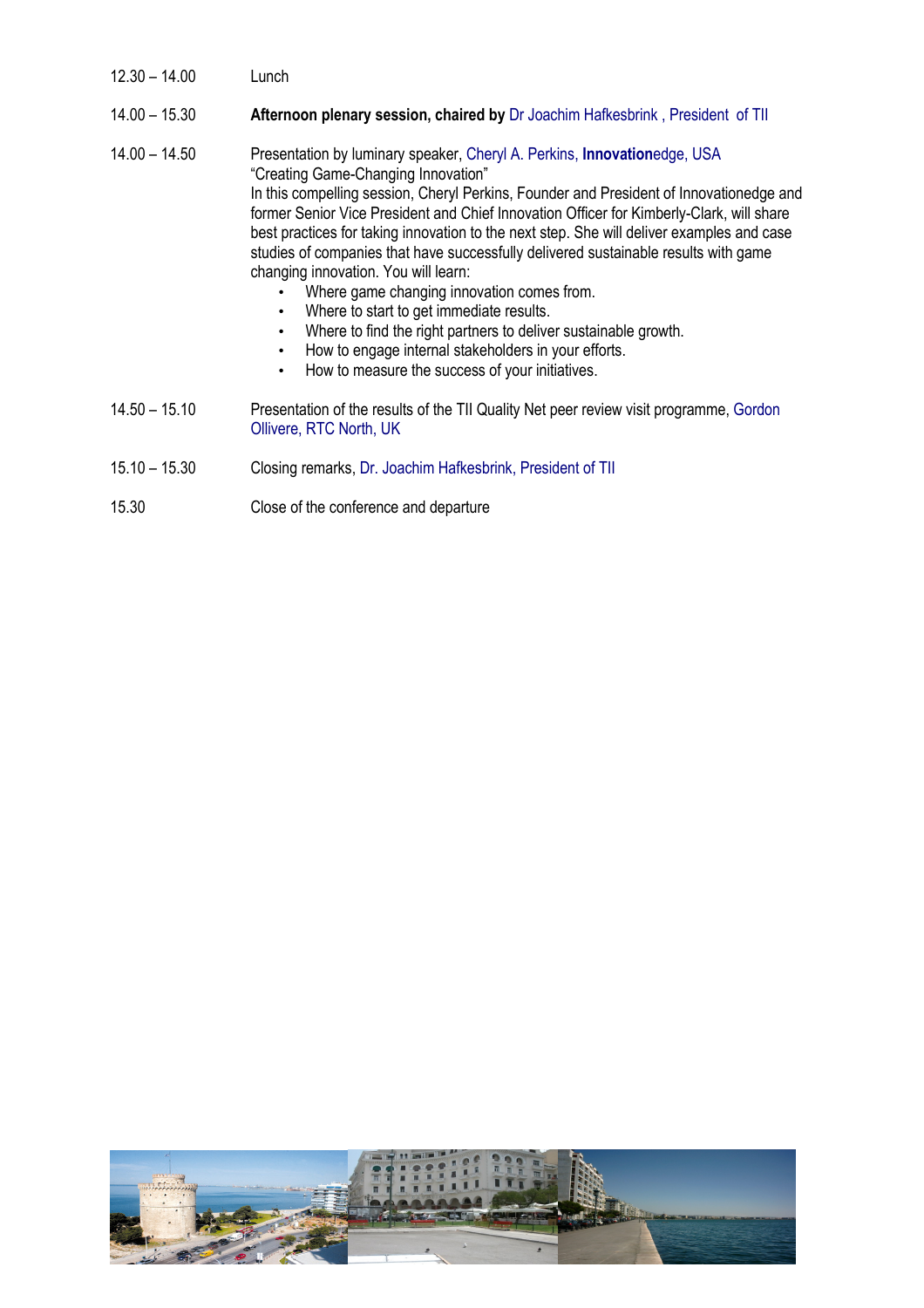| | |
|---|---|
| 12.30 – 14.00 | Lunch |
| 14.00 – 15.30 | **Afternoon plenary session, chaired by** Dr Joachim Hafkesbrink , President of TII |
| 14.00 – 14.50 | Presentation by luminary speaker, Cheryl A. Perkins, **Innovation**edge, USA<br>“Creating Game-Changing Innovation”<br>In this compelling session, Cheryl Perkins, Founder and President of Innovationedge and former Senior Vice President and Chief Innovation Officer for Kimberly-Clark, will share best practices for taking innovation to the next step. She will deliver examples and case studies of companies that have successfully delivered sustainable results with game changing innovation. You will learn:<br>• Where game changing innovation comes from.<br>• Where to start to get immediate results.<br>• Where to find the right partners to deliver sustainable growth.<br>• How to engage internal stakeholders in your efforts.<br>• How to measure the success of your initiatives. |
| 14.50 – 15.10 | Presentation of the results of the TII Quality Net peer review visit programme, Gordon Ollivere, RTC North, UK |
| 15.10 – 15.30 | Closing remarks, Dr. Joachim Hafkesbrink, President of TII |
| 15.30 | Close of the conference and departure |